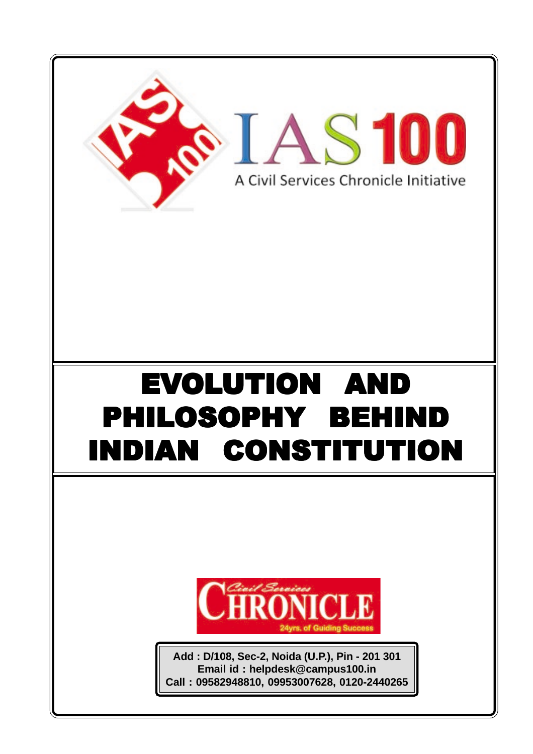IAS 100

A Civil Services Chronicle Initiative

# EVOLUTION AND PHILOSOPHY BEHIND INDIAN CONSTITUTION

Civil Services CHRONICLE

24yrs. of Guiding Success

**Add : D/108, Sec-2, Noida (U.P.), Pin - 201 301**
**Email id : helpdesk@campus100.in**
**Call : 09582948810, 09953007628, 0120-2440265**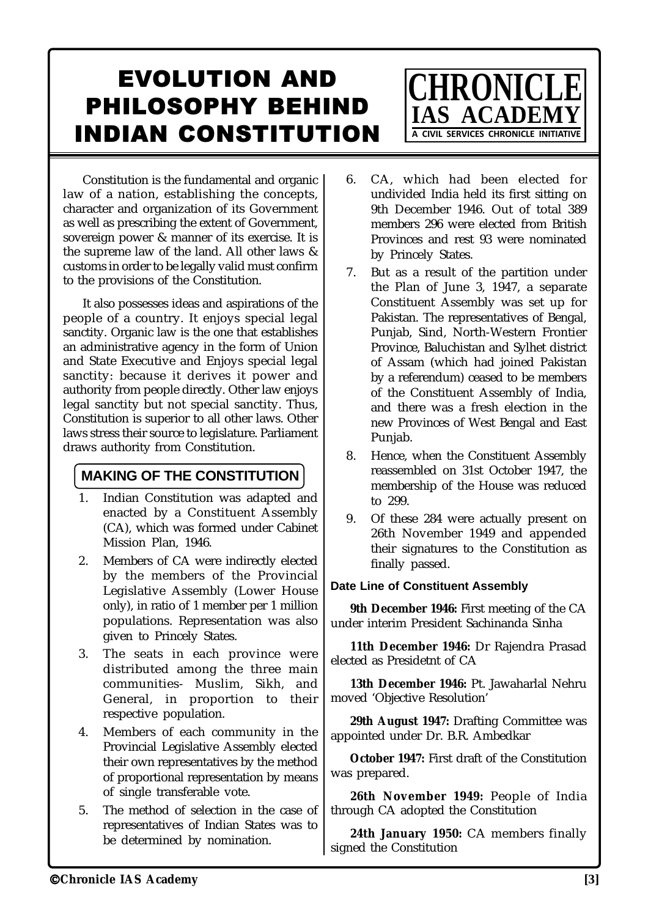# EVOLUTION AND PHILOSOPHY BEHIND INDIAN CONSTITUTION

Constitution is the fundamental and organic law of a nation, establishing the concepts, character and organization of its Government as well as prescribing the extent of Government, sovereign power & manner of its exercise. It is the supreme law of the land. All other laws & customs in order to be legally valid must confirm to the provisions of the Constitution.

It also possesses ideas and aspirations of the people of a country. It enjoys special legal sanctity. Organic law is the one that establishes an administrative agency in the form of Union and State Executive and Enjoys special legal sanctity: because it derives it power and authority from people directly. Other law enjoys legal sanctity but not special sanctity. Thus, Constitution is superior to all other laws. Other laws stress their source to legislature. Parliament draws authority from Constitution.

## MAKING OF THE CONSTITUTION

1. Indian Constitution was adapted and enacted by a Constituent Assembly (CA), which was formed under Cabinet Mission Plan, 1946.
2. Members of CA were indirectly elected by the members of the Provincial Legislative Assembly (Lower House only), in ratio of 1 member per 1 million populations. Representation was also given to Princely States.
3. The seats in each province were distributed among the three main communities- Muslim, Sikh, and General, in proportion to their respective population.
4. Members of each community in the Provincial Legislative Assembly elected their own representatives by the method of proportional representation by means of single transferable vote.
5. The method of selection in the case of representatives of Indian States was to be determined by nomination.
6. CA, which had been elected for undivided India held its first sitting on 9th December 1946. Out of total 389 members 296 were elected from British Provinces and rest 93 were nominated by Princely States.
7. But as a result of the partition under the Plan of June 3, 1947, a separate Constituent Assembly was set up for Pakistan. The representatives of Bengal, Punjab, Sind, North-Western Frontier Province, Baluchistan and Sylhet district of Assam (which had joined Pakistan by a referendum) ceased to be members of the Constituent Assembly of India, and there was a fresh election in the new Provinces of West Bengal and East Punjab.
8. Hence, when the Constituent Assembly reassembled on 31st October 1947, the membership of the House was reduced to 299.
9. Of these 284 were actually present on 26th November 1949 and appended their signatures to the Constitution as finally passed.

### Date Line of Constituent Assembly

**9th December 1946:** First meeting of the CA under interim President Sachinanda Sinha

**11th December 1946:** Dr Rajendra Prasad elected as Presidetnt of CA

**13th December 1946:** Pt. Jawaharlal Nehru moved 'Objective Resolution'

**29th August 1947:** Drafting Committee was appointed under Dr. B.R. Ambedkar

**October 1947:** First draft of the Constitution was prepared.

**26th November 1949:** People of India through CA adopted the Constitution

**24th January 1950:** CA members finally signed the Constitution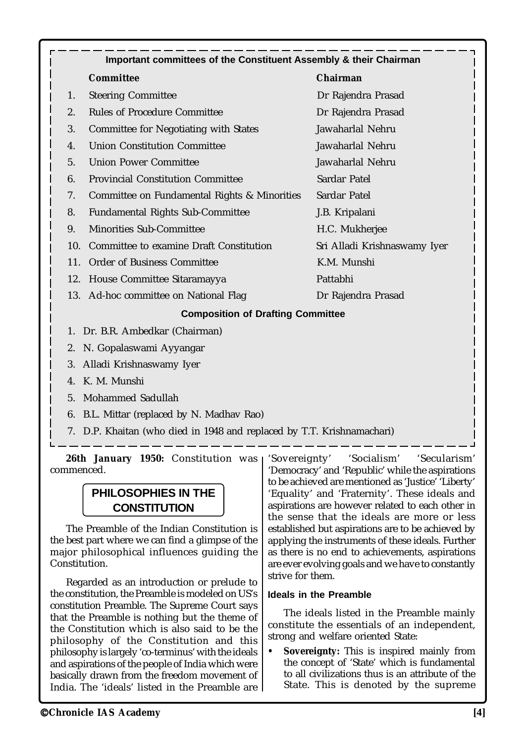**Important committees of the Constituent Assembly & their Chairman**

| | Committee | Chairman |
|---|---|---|
| 1. | Steering Committee | Dr Rajendra Prasad |
| 2. | Rules of Procedure Committee | Dr Rajendra Prasad |
| 3. | Committee for Negotiating with States | Jawaharlal Nehru |
| 4. | Union Constitution Committee | Jawaharlal Nehru |
| 5. | Union Power Committee | Jawaharlal Nehru |
| 6. | Provincial Constitution Committee | Sardar Patel |
| 7. | Committee on Fundamental Rights & Minorities | Sardar Patel |
| 8. | Fundamental Rights Sub-Committee | J.B. Kripalani |
| 9. | Minorities Sub-Committee | H.C. Mukherjee |
| 10. | Committee to examine Draft Constitution | Sri Alladi Krishnaswamy Iyer |
| 11. | Order of Business Committee | K.M. Munshi |
| 12. | House Committee Sitaramayya | Pattabhi |
| 13. | Ad-hoc committee on National Flag | Dr Rajendra Prasad |

**Composition of Drafting Committee**

1. Dr. B.R. Ambedkar (Chairman)
2. N. Gopalaswami Ayyangar
3. Alladi Krishnaswamy Iyer
4. K. M. Munshi
5. Mohammed Sadullah
6. B.L. Mittar (replaced by N. Madhav Rao)
7. D.P. Khaitan (who died in 1948 and replaced by T.T. Krishnamachari)

**26th January 1950:** Constitution was commenced.

## PHILOSOPHIES IN THE CONSTITUTION

The Preamble of the Indian Constitution is the best part where we can find a glimpse of the major philosophical influences guiding the Constitution.

Regarded as an introduction or prelude to the constitution, the Preamble is modeled on US's constitution Preamble. The Supreme Court says that the Preamble is nothing but the theme of the Constitution which is also said to be the philosophy of the Constitution and this philosophy is largely 'co-terminus' with the ideals and aspirations of the people of India which were basically drawn from the freedom movement of India. The 'ideals' listed in the Preamble are 'Sovereignty' 'Socialism' 'Secularism' 'Democracy' and 'Republic' while the aspirations to be achieved are mentioned as 'Justice' 'Liberty' 'Equality' and 'Fraternity'. These ideals and aspirations are however related to each other in the sense that the ideals are more or less established but aspirations are to be achieved by applying the instruments of these ideals. Further as there is no end to achievements, aspirations are ever evolving goals and we have to constantly strive for them.

### Ideals in the Preamble

The ideals listed in the Preamble mainly constitute the essentials of an independent, strong and welfare oriented State:

- **Sovereignty:** This is inspired mainly from the concept of 'State' which is fundamental to all civilizations thus is an attribute of the State. This is denoted by the supreme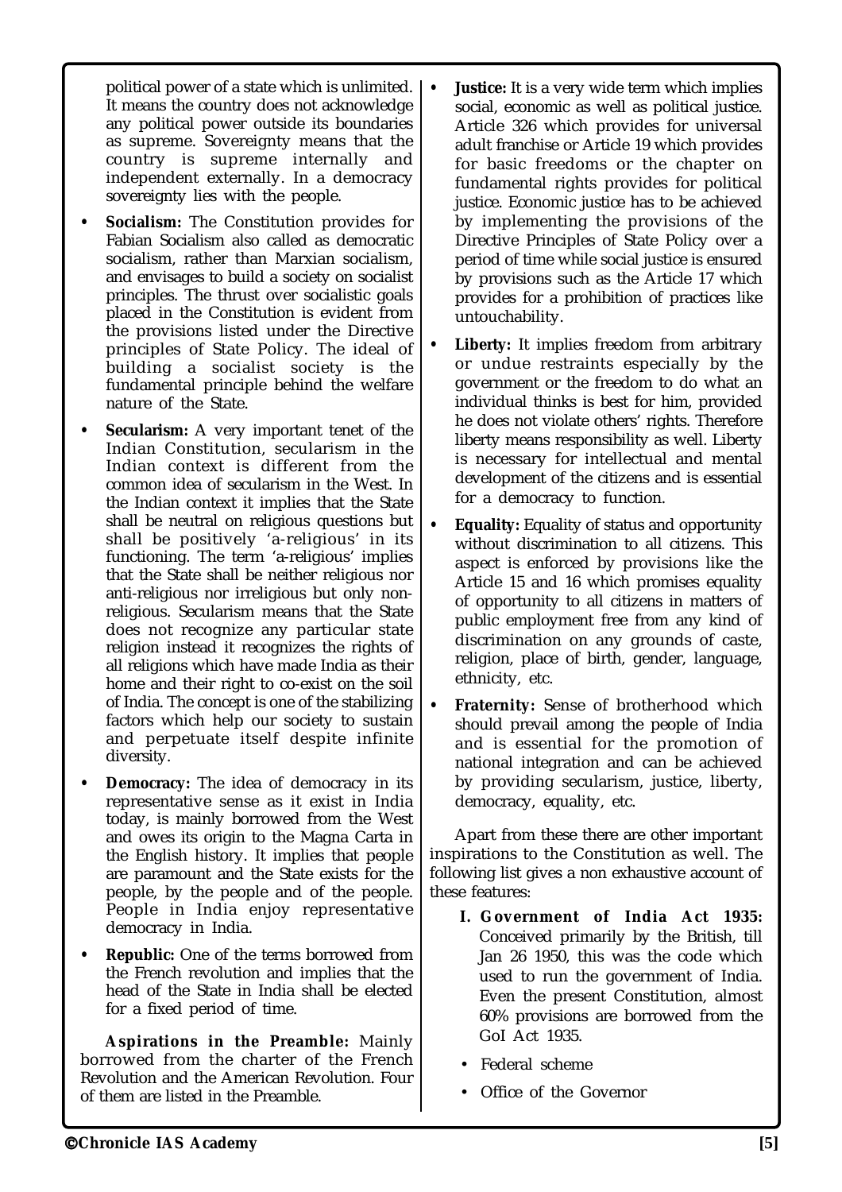political power of a state which is unlimited. It means the country does not acknowledge any political power outside its boundaries as supreme. Sovereignty means that the country is supreme internally and independent externally. In a democracy sovereignty lies with the people.

- **Socialism:** The Constitution provides for Fabian Socialism also called as democratic socialism, rather than Marxian socialism, and envisages to build a society on socialist principles. The thrust over socialistic goals placed in the Constitution is evident from the provisions listed under the Directive principles of State Policy. The ideal of building a socialist society is the fundamental principle behind the welfare nature of the State.
- **Secularism:** A very important tenet of the Indian Constitution, secularism in the Indian context is different from the common idea of secularism in the West. In the Indian context it implies that the State shall be neutral on religious questions but shall be positively 'a-religious' in its functioning. The term 'a-religious' implies that the State shall be neither religious nor anti-religious nor irreligious but only non-religious. Secularism means that the State does not recognize any particular state religion instead it recognizes the rights of all religions which have made India as their home and their right to co-exist on the soil of India. The concept is one of the stabilizing factors which help our society to sustain and perpetuate itself despite infinite diversity.
- **Democracy:** The idea of democracy in its representative sense as it exist in India today, is mainly borrowed from the West and owes its origin to the Magna Carta in the English history. It implies that people are paramount and the State exists for the people, by the people and of the people. People in India enjoy representative democracy in India.
- **Republic:** One of the terms borrowed from the French revolution and implies that the head of the State in India shall be elected for a fixed period of time.

**Aspirations in the Preamble:** Mainly borrowed from the charter of the French Revolution and the American Revolution. Four of them are listed in the Preamble.

- **Justice:** It is a very wide term which implies social, economic as well as political justice. Article 326 which provides for universal adult franchise or Article 19 which provides for basic freedoms or the chapter on fundamental rights provides for political justice. Economic justice has to be achieved by implementing the provisions of the Directive Principles of State Policy over a period of time while social justice is ensured by provisions such as the Article 17 which provides for a prohibition of practices like untouchability.
- **Liberty:** It implies freedom from arbitrary or undue restraints especially by the government or the freedom to do what an individual thinks is best for him, provided he does not violate others' rights. Therefore liberty means responsibility as well. Liberty is necessary for intellectual and mental development of the citizens and is essential for a democracy to function.
- **Equality:** Equality of status and opportunity without discrimination to all citizens. This aspect is enforced by provisions like the Article 15 and 16 which promises equality of opportunity to all citizens in matters of public employment free from any kind of discrimination on any grounds of caste, religion, place of birth, gender, language, ethnicity, etc.
- **Fraternity:** Sense of brotherhood which should prevail among the people of India and is essential for the promotion of national integration and can be achieved by providing secularism, justice, liberty, democracy, equality, etc.

Apart from these there are other important inspirations to the Constitution as well. The following list gives a non exhaustive account of these features:

I. **Government of India Act 1935:** Conceived primarily by the British, till Jan 26 1950, this was the code which used to run the government of India. Even the present Constitution, almost 60% provisions are borrowed from the GoI Act 1935.
   - Federal scheme
   - Office of the Governor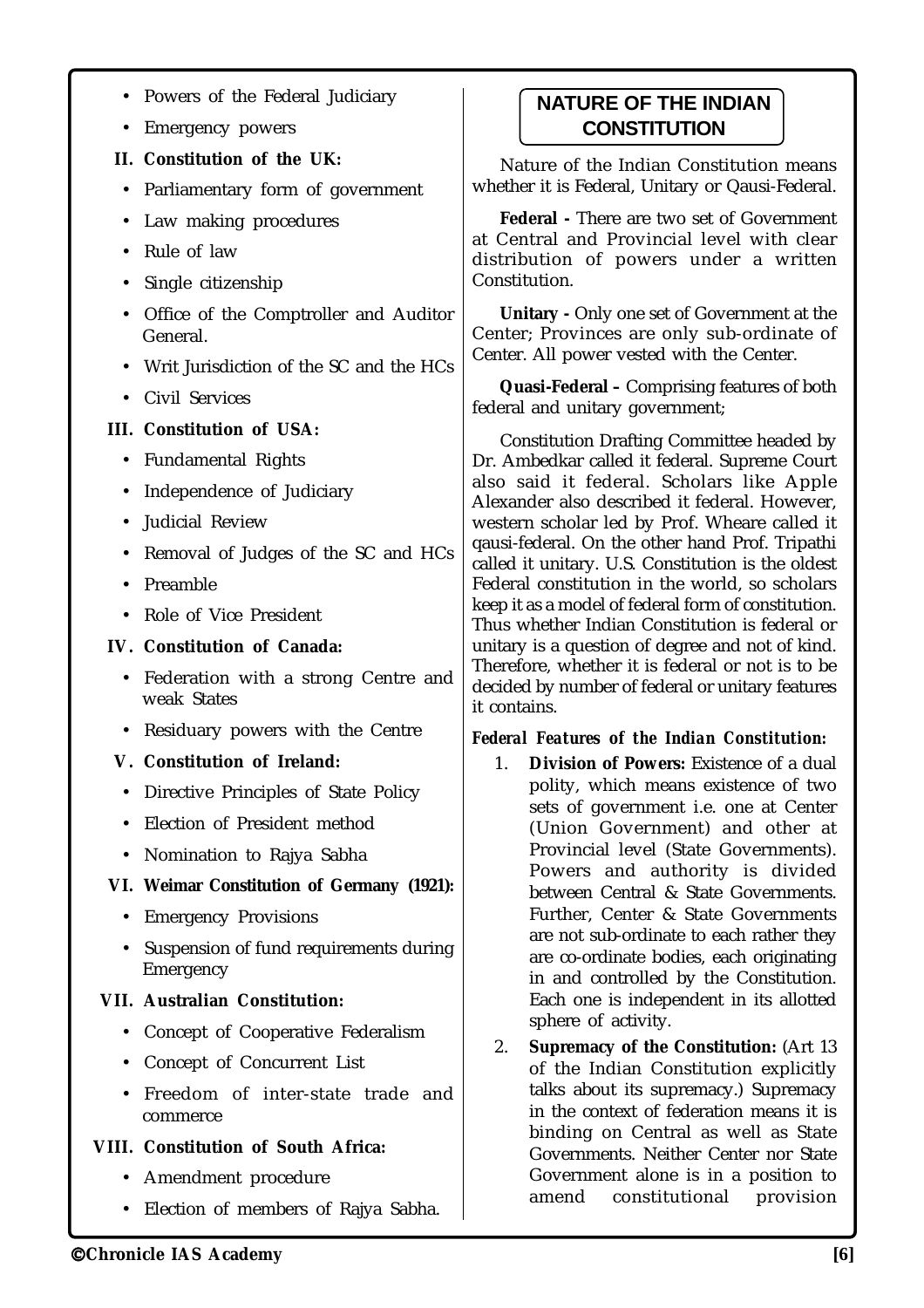- Powers of the Federal Judiciary
- Emergency powers

**II. Constitution of the UK:**

- Parliamentary form of government
- Law making procedures
- Rule of law
- Single citizenship
- Office of the Comptroller and Auditor General.
- Writ Jurisdiction of the SC and the HCs
- Civil Services

**III. Constitution of USA:**

- Fundamental Rights
- Independence of Judiciary
- Judicial Review
- Removal of Judges of the SC and HCs
- Preamble
- Role of Vice President

**IV. Constitution of Canada:**

- Federation with a strong Centre and weak States
- Residuary powers with the Centre

**V. Constitution of Ireland:**

- Directive Principles of State Policy
- Election of President method
- Nomination to Rajya Sabha

**VI. Weimar Constitution of Germany (1921):**

- Emergency Provisions
- Suspension of fund requirements during Emergency

**VII. Australian Constitution:**

- Concept of Cooperative Federalism
- Concept of Concurrent List
- Freedom of inter-state trade and commerce

**VIII. Constitution of South Africa:**

- Amendment procedure
- Election of members of Rajya Sabha.

## NATURE OF THE INDIAN CONSTITUTION

Nature of the Indian Constitution means whether it is Federal, Unitary or Qausi-Federal.

**Federal -** There are two set of Government at Central and Provincial level with clear distribution of powers under a written Constitution.

**Unitary -** Only one set of Government at the Center; Provinces are only sub-ordinate of Center. All power vested with the Center.

**Quasi-Federal –** Comprising features of both federal and unitary government;

Constitution Drafting Committee headed by Dr. Ambedkar called it federal. Supreme Court also said it federal. Scholars like Apple Alexander also described it federal. However, western scholar led by Prof. Wheare called it qausi-federal. On the other hand Prof. Tripathi called it unitary. U.S. Constitution is the oldest Federal constitution in the world, so scholars keep it as a model of federal form of constitution. Thus whether Indian Constitution is federal or unitary is a question of degree and not of kind. Therefore, whether it is federal or not is to be decided by number of federal or unitary features it contains.

***Federal Features of the Indian Constitution:***

1. **Division of Powers:** Existence of a dual polity, which means existence of two sets of government i.e. one at Center (Union Government) and other at Provincial level (State Governments). Powers and authority is divided between Central & State Governments. Further, Center & State Governments are not sub-ordinate to each rather they are co-ordinate bodies, each originating in and controlled by the Constitution. Each one is independent in its allotted sphere of activity.
2. **Supremacy of the Constitution:** (Art 13 of the Indian Constitution explicitly talks about its supremacy.) Supremacy in the context of federation means it is binding on Central as well as State Governments. Neither Center nor State Government alone is in a position to amend constitutional provision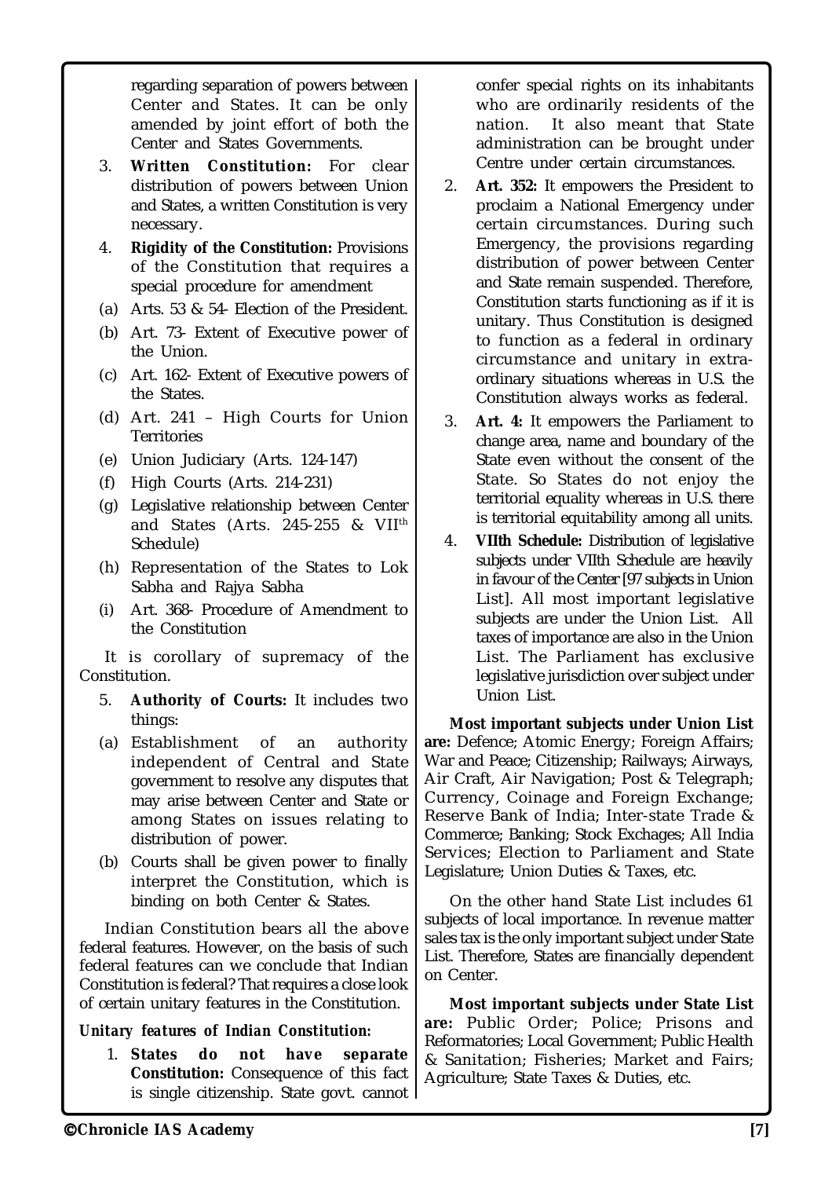regarding separation of powers between Center and States. It can be only amended by joint effort of both the Center and States Governments.

3. **Written Constitution:** For clear distribution of powers between Union and States, a written Constitution is very necessary.

4. **Rigidity of the Constitution:** Provisions of the Constitution that requires a special procedure for amendment

(a) Arts. 53 & 54- Election of the President.

(b) Art. 73- Extent of Executive power of the Union.

(c) Art. 162- Extent of Executive powers of the States.

(d) Art. 241 – High Courts for Union Territories

(e) Union Judiciary (Arts. 124-147)

(f) High Courts (Arts. 214-231)

(g) Legislative relationship between Center and States (Arts. 245-255 & VII[th] Schedule)

(h) Representation of the States to Lok Sabha and Rajya Sabha

(i) Art. 368- Procedure of Amendment to the Constitution

It is corollary of supremacy of the Constitution.

5. **Authority of Courts:** It includes two things:

(a) Establishment of an authority independent of Central and State government to resolve any disputes that may arise between Center and State or among States on issues relating to distribution of power.

(b) Courts shall be given power to finally interpret the Constitution, which is binding on both Center & States.

Indian Constitution bears all the above federal features. However, on the basis of such federal features can we conclude that Indian Constitution is federal? That requires a close look of certain unitary features in the Constitution.

***Unitary features of Indian Constitution:***

1. **States do not have separate Constitution:** Consequence of this fact is single citizenship. State govt. cannot confer special rights on its inhabitants who are ordinarily residents of the nation. It also meant that State administration can be brought under Centre under certain circumstances.

2. **Art. 352:** It empowers the President to proclaim a National Emergency under certain circumstances. During such Emergency, the provisions regarding distribution of power between Center and State remain suspended. Therefore, Constitution starts functioning as if it is unitary. Thus Constitution is designed to function as a federal in ordinary circumstance and unitary in extra-ordinary situations whereas in U.S. the Constitution always works as federal.

3. **Art. 4:** It empowers the Parliament to change area, name and boundary of the State even without the consent of the State. So States do not enjoy the territorial equality whereas in U.S. there is territorial equitability among all units.

4. **VIIth Schedule:** Distribution of legislative subjects under VIIth Schedule are heavily in favour of the Center [97 subjects in Union List]. All most important legislative subjects are under the Union List. All taxes of importance are also in the Union List. The Parliament has exclusive legislative jurisdiction over subject under Union List.

**Most important subjects under Union List are:** Defence; Atomic Energy; Foreign Affairs; War and Peace; Citizenship; Railways; Airways, Air Craft, Air Navigation; Post & Telegraph; Currency, Coinage and Foreign Exchange; Reserve Bank of India; Inter-state Trade & Commerce; Banking; Stock Exchages; All India Services; Election to Parliament and State Legislature; Union Duties & Taxes, etc.

On the other hand State List includes 61 subjects of local importance. In revenue matter sales tax is the only important subject under State List. Therefore, States are financially dependent on Center.

**Most important subjects under State List are:** Public Order; Police; Prisons and Reformatories; Local Government; Public Health & Sanitation; Fisheries; Market and Fairs; Agriculture; State Taxes & Duties, etc.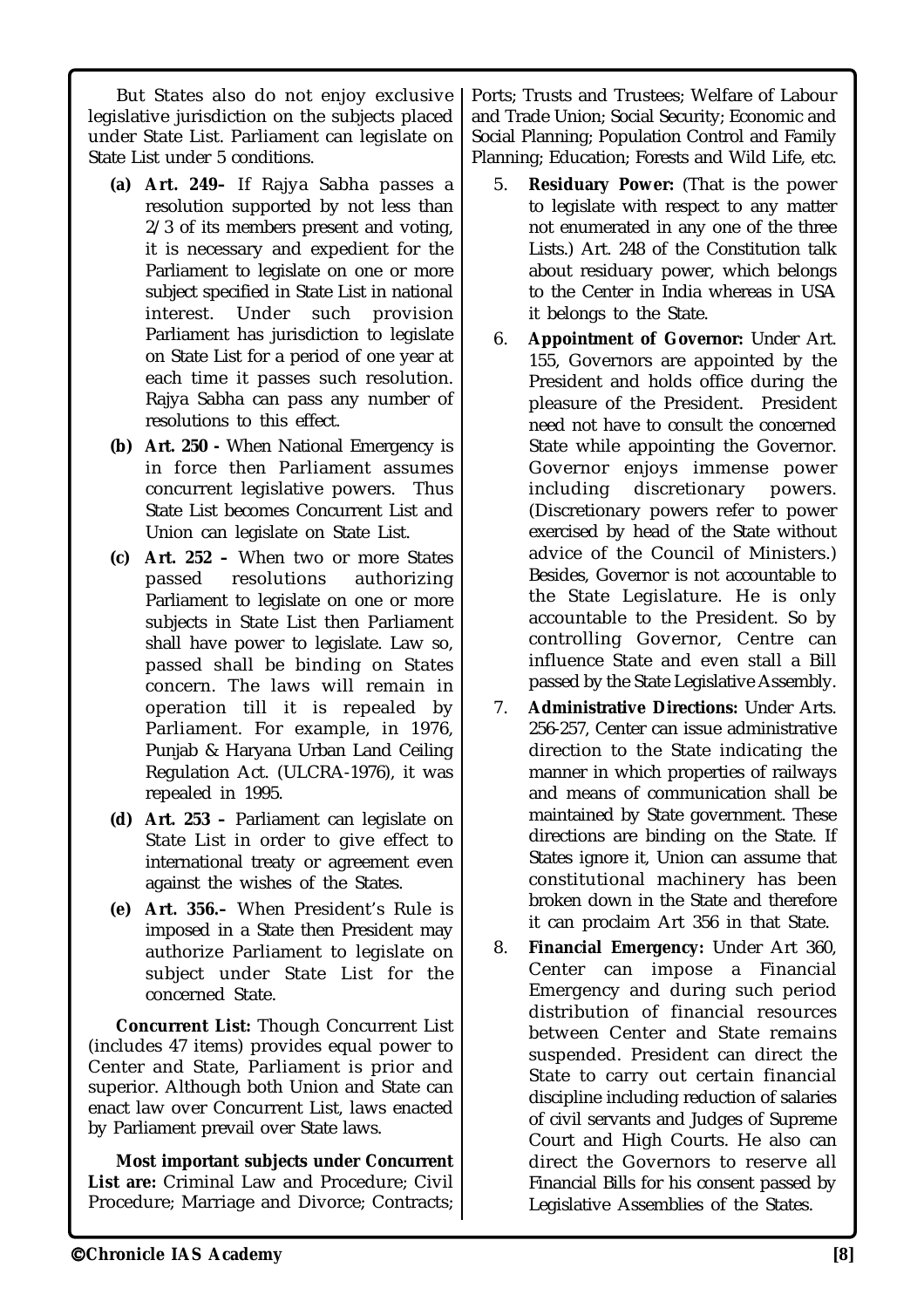But States also do not enjoy exclusive legislative jurisdiction on the subjects placed under State List. Parliament can legislate on State List under 5 conditions.

**(a) Art. 249–** If Rajya Sabha passes a resolution supported by not less than 2/3 of its members present and voting, it is necessary and expedient for the Parliament to legislate on one or more subject specified in State List in national interest. Under such provision Parliament has jurisdiction to legislate on State List for a period of one year at each time it passes such resolution. Rajya Sabha can pass any number of resolutions to this effect.

**(b) Art. 250 -** When National Emergency is in force then Parliament assumes concurrent legislative powers. Thus State List becomes Concurrent List and Union can legislate on State List.

**(c) Art. 252 –** When two or more States passed resolutions authorizing Parliament to legislate on one or more subjects in State List then Parliament shall have power to legislate. Law so, passed shall be binding on States concern. The laws will remain in operation till it is repealed by Parliament. For example, in 1976, Punjab & Haryana Urban Land Ceiling Regulation Act. (ULCRA-1976), it was repealed in 1995.

**(d) Art. 253 –** Parliament can legislate on State List in order to give effect to international treaty or agreement even against the wishes of the States.

**(e) Art. 356.–** When President's Rule is imposed in a State then President may authorize Parliament to legislate on subject under State List for the concerned State.

**Concurrent List:** Though Concurrent List (includes 47 items) provides equal power to Center and State, Parliament is prior and superior. Although both Union and State can enact law over Concurrent List, laws enacted by Parliament prevail over State laws.

**Most important subjects under Concurrent List are:** Criminal Law and Procedure; Civil Procedure; Marriage and Divorce; Contracts; Ports; Trusts and Trustees; Welfare of Labour and Trade Union; Social Security; Economic and Social Planning; Population Control and Family Planning; Education; Forests and Wild Life, etc.

5. **Residuary Power:** (That is the power to legislate with respect to any matter not enumerated in any one of the three Lists.) Art. 248 of the Constitution talk about residuary power, which belongs to the Center in India whereas in USA it belongs to the State.

6. **Appointment of Governor:** Under Art. 155, Governors are appointed by the President and holds office during the pleasure of the President. President need not have to consult the concerned State while appointing the Governor. Governor enjoys immense power including discretionary powers. (Discretionary powers refer to power exercised by head of the State without advice of the Council of Ministers.) Besides, Governor is not accountable to the State Legislature. He is only accountable to the President. So by controlling Governor, Centre can influence State and even stall a Bill passed by the State Legislative Assembly.

7. **Administrative Directions:** Under Arts. 256-257, Center can issue administrative direction to the State indicating the manner in which properties of railways and means of communication shall be maintained by State government. These directions are binding on the State. If States ignore it, Union can assume that constitutional machinery has been broken down in the State and therefore it can proclaim Art 356 in that State.

8. **Financial Emergency:** Under Art 360, Center can impose a Financial Emergency and during such period distribution of financial resources between Center and State remains suspended. President can direct the State to carry out certain financial discipline including reduction of salaries of civil servants and Judges of Supreme Court and High Courts. He also can direct the Governors to reserve all Financial Bills for his consent passed by Legislative Assemblies of the States.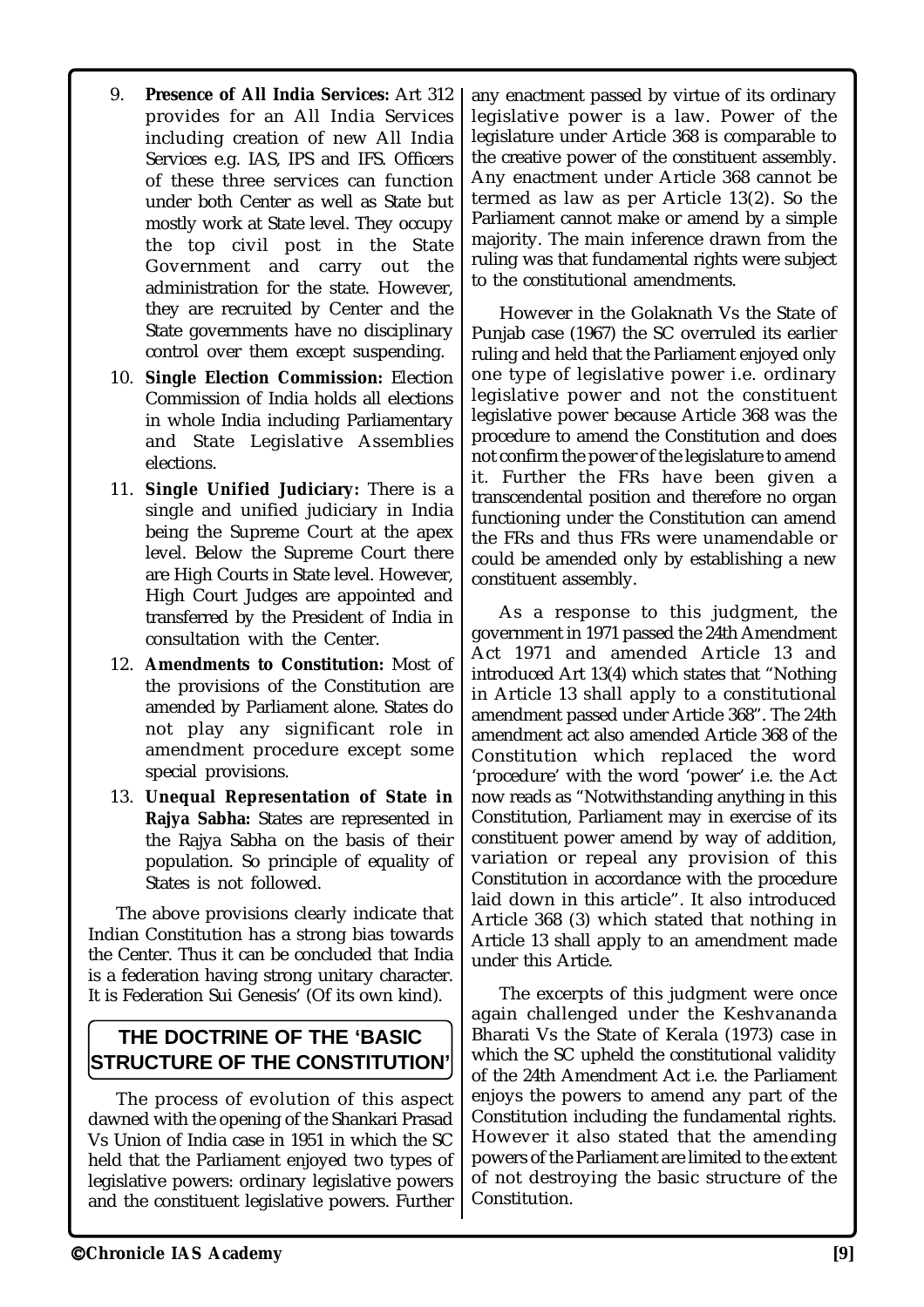9. **Presence of All India Services:** Art 312 provides for an All India Services including creation of new All India Services e.g. IAS, IPS and IFS. Officers of these three services can function under both Center as well as State but mostly work at State level. They occupy the top civil post in the State Government and carry out the administration for the state. However, they are recruited by Center and the State governments have no disciplinary control over them except suspending.
10. **Single Election Commission:** Election Commission of India holds all elections in whole India including Parliamentary and State Legislative Assemblies elections.
11. **Single Unified Judiciary:** There is a single and unified judiciary in India being the Supreme Court at the apex level. Below the Supreme Court there are High Courts in State level. However, High Court Judges are appointed and transferred by the President of India in consultation with the Center.
12. **Amendments to Constitution:** Most of the provisions of the Constitution are amended by Parliament alone. States do not play any significant role in amendment procedure except some special provisions.
13. **Unequal Representation of State in Rajya Sabha:** States are represented in the Rajya Sabha on the basis of their population. So principle of equality of States is not followed.

The above provisions clearly indicate that Indian Constitution has a strong bias towards the Center. Thus it can be concluded that India is a federation having strong unitary character. It is Federation Sui Genesis' (Of its own kind).

## THE DOCTRINE OF THE 'BASIC STRUCTURE OF THE CONSTITUTION'

The process of evolution of this aspect dawned with the opening of the Shankari Prasad Vs Union of India case in 1951 in which the SC held that the Parliament enjoyed two types of legislative powers: ordinary legislative powers and the constituent legislative powers. Further any enactment passed by virtue of its ordinary legislative power is a law. Power of the legislature under Article 368 is comparable to the creative power of the constituent assembly. Any enactment under Article 368 cannot be termed as law as per Article 13(2). So the Parliament cannot make or amend by a simple majority. The main inference drawn from the ruling was that fundamental rights were subject to the constitutional amendments.

However in the Golaknath Vs the State of Punjab case (1967) the SC overruled its earlier ruling and held that the Parliament enjoyed only one type of legislative power i.e. ordinary legislative power and not the constituent legislative power because Article 368 was the procedure to amend the Constitution and does not confirm the power of the legislature to amend it. Further the FRs have been given a transcendental position and therefore no organ functioning under the Constitution can amend the FRs and thus FRs were unamendable or could be amended only by establishing a new constituent assembly.

As a response to this judgment, the government in 1971 passed the 24th Amendment Act 1971 and amended Article 13 and introduced Art 13(4) which states that "Nothing in Article 13 shall apply to a constitutional amendment passed under Article 368". The 24th amendment act also amended Article 368 of the Constitution which replaced the word 'procedure' with the word 'power' i.e. the Act now reads as "Notwithstanding anything in this Constitution, Parliament may in exercise of its constituent power amend by way of addition, variation or repeal any provision of this Constitution in accordance with the procedure laid down in this article". It also introduced Article 368 (3) which stated that nothing in Article 13 shall apply to an amendment made under this Article.

The excerpts of this judgment were once again challenged under the Keshvananda Bharati Vs the State of Kerala (1973) case in which the SC upheld the constitutional validity of the 24th Amendment Act i.e. the Parliament enjoys the powers to amend any part of the Constitution including the fundamental rights. However it also stated that the amending powers of the Parliament are limited to the extent of not destroying the basic structure of the Constitution.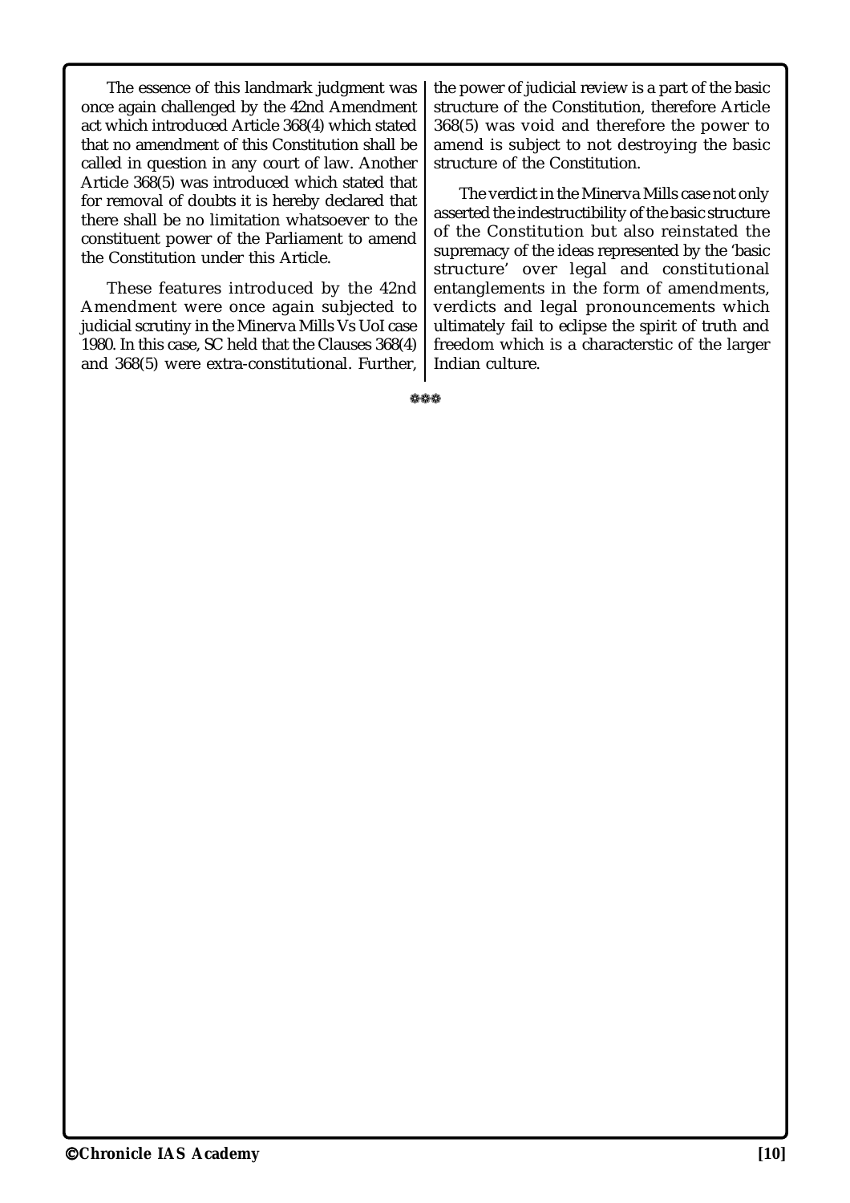The essence of this landmark judgment was once again challenged by the 42nd Amendment act which introduced Article 368(4) which stated that no amendment of this Constitution shall be called in question in any court of law. Another Article 368(5) was introduced which stated that for removal of doubts it is hereby declared that there shall be no limitation whatsoever to the constituent power of the Parliament to amend the Constitution under this Article.

These features introduced by the 42nd Amendment were once again subjected to judicial scrutiny in the Minerva Mills Vs UoI case 1980. In this case, SC held that the Clauses 368(4) and 368(5) were extra-constitutional. Further, the power of judicial review is a part of the basic structure of the Constitution, therefore Article 368(5) was void and therefore the power to amend is subject to not destroying the basic structure of the Constitution.

The verdict in the Minerva Mills case not only asserted the indestructibility of the basic structure of the Constitution but also reinstated the supremacy of the ideas represented by the 'basic structure' over legal and constitutional entanglements in the form of amendments, verdicts and legal pronouncements which ultimately fail to eclipse the spirit of truth and freedom which is a characterstic of the larger Indian culture.

❁❁❁